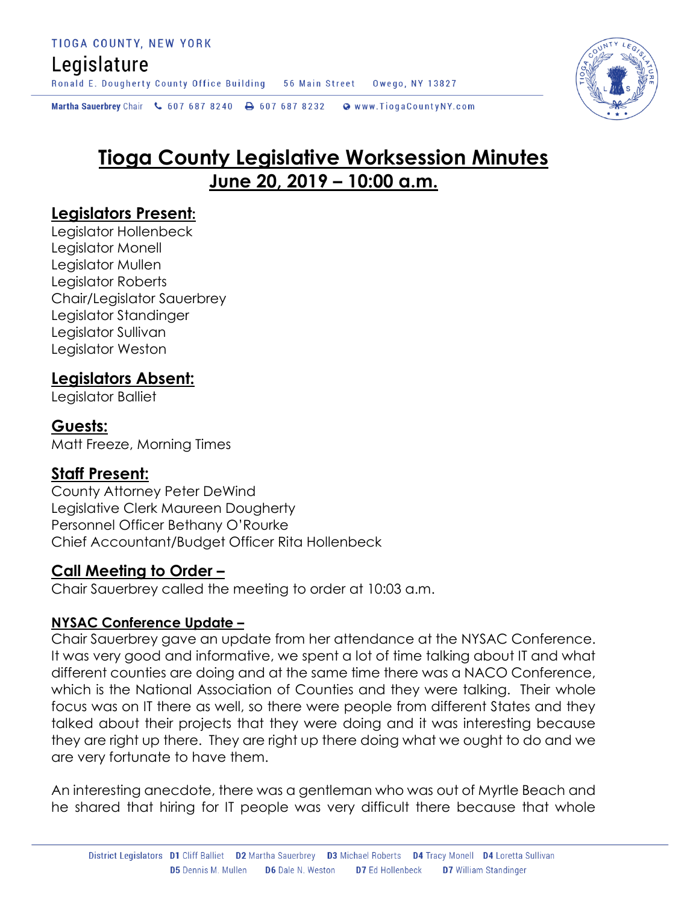TIOGA COUNTY, NEW YORK

Legislature

Ronald E. Dougherty County Office Building 56 Main Street Owego, NY 13827

Martha Sauerbrey Chair 607 687 8240 607 687 8232 www.TiogaCountyNY.com

# Tioga County Legislative Worksession Minutes

## June 20, 2019 – 10:00 a.m.

## Legislators Present:

Legislator Hollenbeck
Legislator Monell
Legislator Mullen
Legislator Roberts
Chair/Legislator Sauerbrey
Legislator Standinger
Legislator Sullivan
Legislator Weston

## Legislators Absent:

Legislator Balliet

## Guests:

Matt Freeze, Morning Times

## Staff Present:

County Attorney Peter DeWind
Legislative Clerk Maureen Dougherty
Personnel Officer Bethany O'Rourke
Chief Accountant/Budget Officer Rita Hollenbeck

## Call Meeting to Order –

Chair Sauerbrey called the meeting to order at 10:03 a.m.

### NYSAC Conference Update –

Chair Sauerbrey gave an update from her attendance at the NYSAC Conference. It was very good and informative, we spent a lot of time talking about IT and what different counties are doing and at the same time there was a NACO Conference, which is the National Association of Counties and they were talking. Their whole focus was on IT there as well, so there were people from different States and they talked about their projects that they were doing and it was interesting because they are right up there. They are right up there doing what we ought to do and we are very fortunate to have them.

An interesting anecdote, there was a gentleman who was out of Myrtle Beach and he shared that hiring for IT people was very difficult there because that whole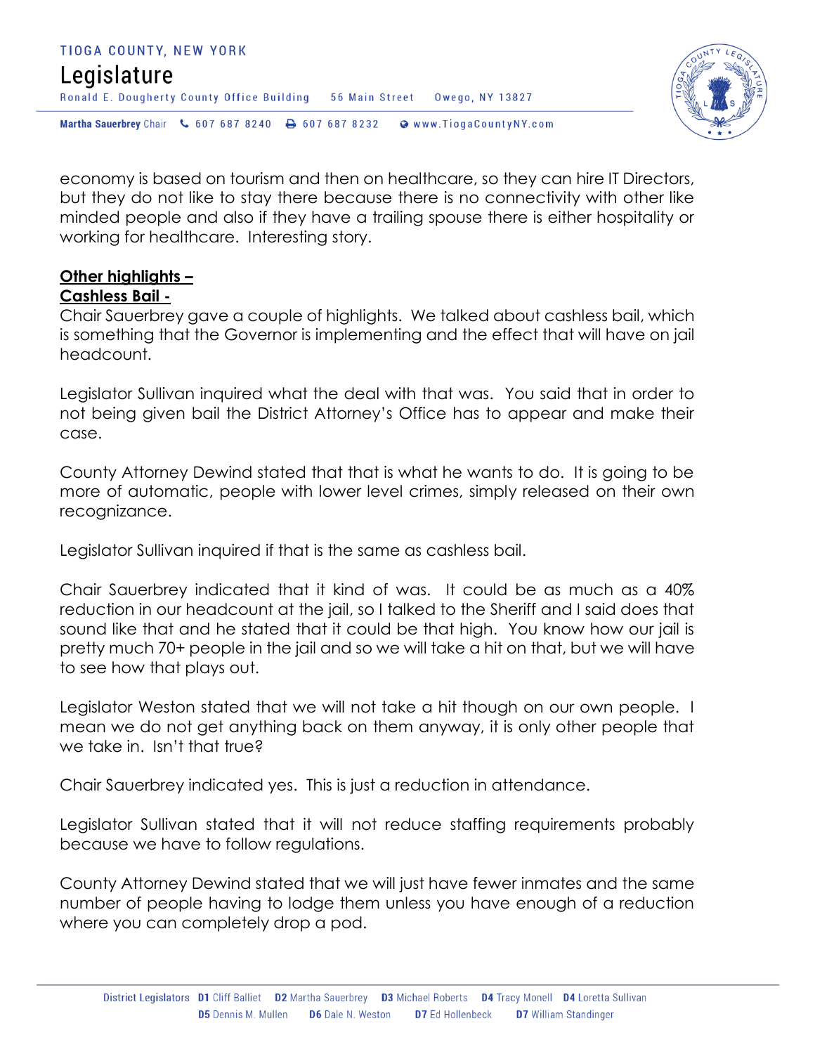economy is based on tourism and then on healthcare, so they can hire IT Directors, but they do not like to stay there because there is no connectivity with other like minded people and also if they have a trailing spouse there is either hospitality or working for healthcare. Interesting story.

**Other highlights –**

**Cashless Bail -**

Chair Sauerbrey gave a couple of highlights. We talked about cashless bail, which is something that the Governor is implementing and the effect that will have on jail headcount.

Legislator Sullivan inquired what the deal with that was. You said that in order to not being given bail the District Attorney's Office has to appear and make their case.

County Attorney Dewind stated that that is what he wants to do. It is going to be more of automatic, people with lower level crimes, simply released on their own recognizance.

Legislator Sullivan inquired if that is the same as cashless bail.

Chair Sauerbrey indicated that it kind of was. It could be as much as a 40% reduction in our headcount at the jail, so I talked to the Sheriff and I said does that sound like that and he stated that it could be that high. You know how our jail is pretty much 70+ people in the jail and so we will take a hit on that, but we will have to see how that plays out.

Legislator Weston stated that we will not take a hit though on our own people. I mean we do not get anything back on them anyway, it is only other people that we take in. Isn't that true?

Chair Sauerbrey indicated yes. This is just a reduction in attendance.

Legislator Sullivan stated that it will not reduce staffing requirements probably because we have to follow regulations.

County Attorney Dewind stated that we will just have fewer inmates and the same number of people having to lodge them unless you have enough of a reduction where you can completely drop a pod.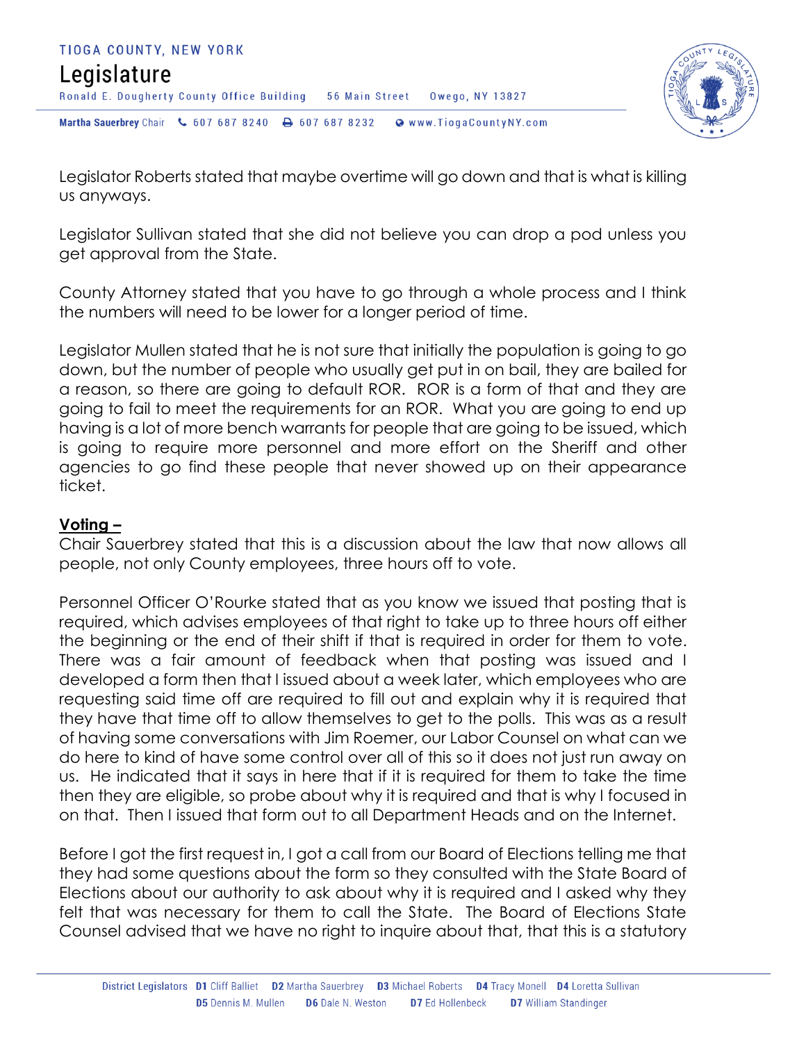Legislator Roberts stated that maybe overtime will go down and that is what is killing us anyways.

Legislator Sullivan stated that she did not believe you can drop a pod unless you get approval from the State.

County Attorney stated that you have to go through a whole process and I think the numbers will need to be lower for a longer period of time.

Legislator Mullen stated that he is not sure that initially the population is going to go down, but the number of people who usually get put in on bail, they are bailed for a reason, so there are going to default ROR. ROR is a form of that and they are going to fail to meet the requirements for an ROR. What you are going to end up having is a lot of more bench warrants for people that are going to be issued, which is going to require more personnel and more effort on the Sheriff and other agencies to go find these people that never showed up on their appearance ticket.

**<u>Voting –</u>**
Chair Sauerbrey stated that this is a discussion about the law that now allows all people, not only County employees, three hours off to vote.

Personnel Officer O'Rourke stated that as you know we issued that posting that is required, which advises employees of that right to take up to three hours off either the beginning or the end of their shift if that is required in order for them to vote. There was a fair amount of feedback when that posting was issued and I developed a form then that I issued about a week later, which employees who are requesting said time off are required to fill out and explain why it is required that they have that time off to allow themselves to get to the polls. This was as a result of having some conversations with Jim Roemer, our Labor Counsel on what can we do here to kind of have some control over all of this so it does not just run away on us. He indicated that it says in here that if it is required for them to take the time then they are eligible, so probe about why it is required and that is why I focused in on that. Then I issued that form out to all Department Heads and on the Internet.

Before I got the first request in, I got a call from our Board of Elections telling me that they had some questions about the form so they consulted with the State Board of Elections about our authority to ask about why it is required and I asked why they felt that was necessary for them to call the State. The Board of Elections State Counsel advised that we have no right to inquire about that, that this is a statutory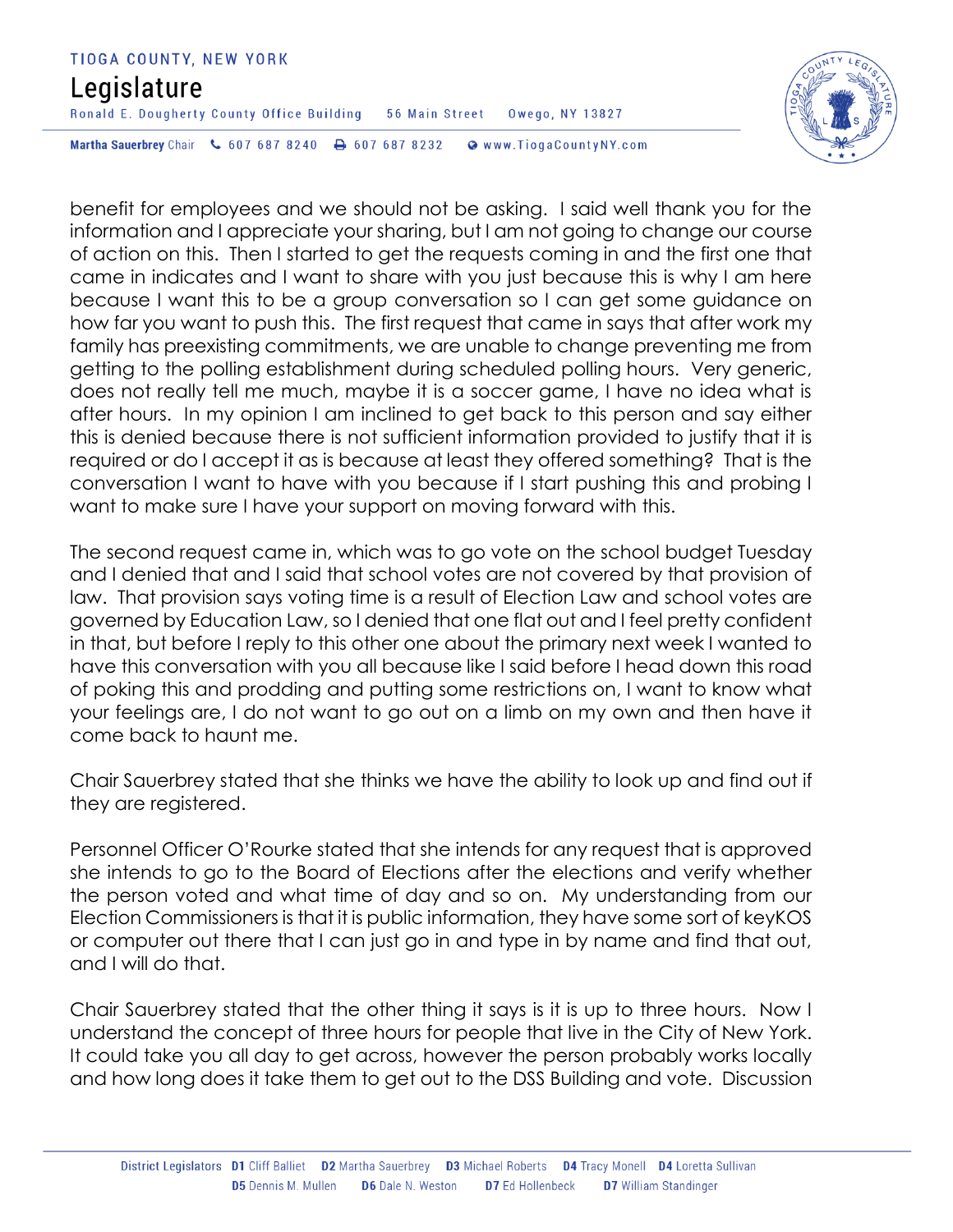benefit for employees and we should not be asking. I said well thank you for the information and I appreciate your sharing, but I am not going to change our course of action on this. Then I started to get the requests coming in and the first one that came in indicates and I want to share with you just because this is why I am here because I want this to be a group conversation so I can get some guidance on how far you want to push this. The first request that came in says that after work my family has preexisting commitments, we are unable to change preventing me from getting to the polling establishment during scheduled polling hours. Very generic, does not really tell me much, maybe it is a soccer game, I have no idea what is after hours. In my opinion I am inclined to get back to this person and say either this is denied because there is not sufficient information provided to justify that it is required or do I accept it as is because at least they offered something? That is the conversation I want to have with you because if I start pushing this and probing I want to make sure I have your support on moving forward with this.

The second request came in, which was to go vote on the school budget Tuesday and I denied that and I said that school votes are not covered by that provision of law. That provision says voting time is a result of Election Law and school votes are governed by Education Law, so I denied that one flat out and I feel pretty confident in that, but before I reply to this other one about the primary next week I wanted to have this conversation with you all because like I said before I head down this road of poking this and prodding and putting some restrictions on, I want to know what your feelings are, I do not want to go out on a limb on my own and then have it come back to haunt me.

Chair Sauerbrey stated that she thinks we have the ability to look up and find out if they are registered.

Personnel Officer O'Rourke stated that she intends for any request that is approved she intends to go to the Board of Elections after the elections and verify whether the person voted and what time of day and so on. My understanding from our Election Commissioners is that it is public information, they have some sort of keyKOS or computer out there that I can just go in and type in by name and find that out, and I will do that.

Chair Sauerbrey stated that the other thing it says is it is up to three hours. Now I understand the concept of three hours for people that live in the City of New York. It could take you all day to get across, however the person probably works locally and how long does it take them to get out to the DSS Building and vote. Discussion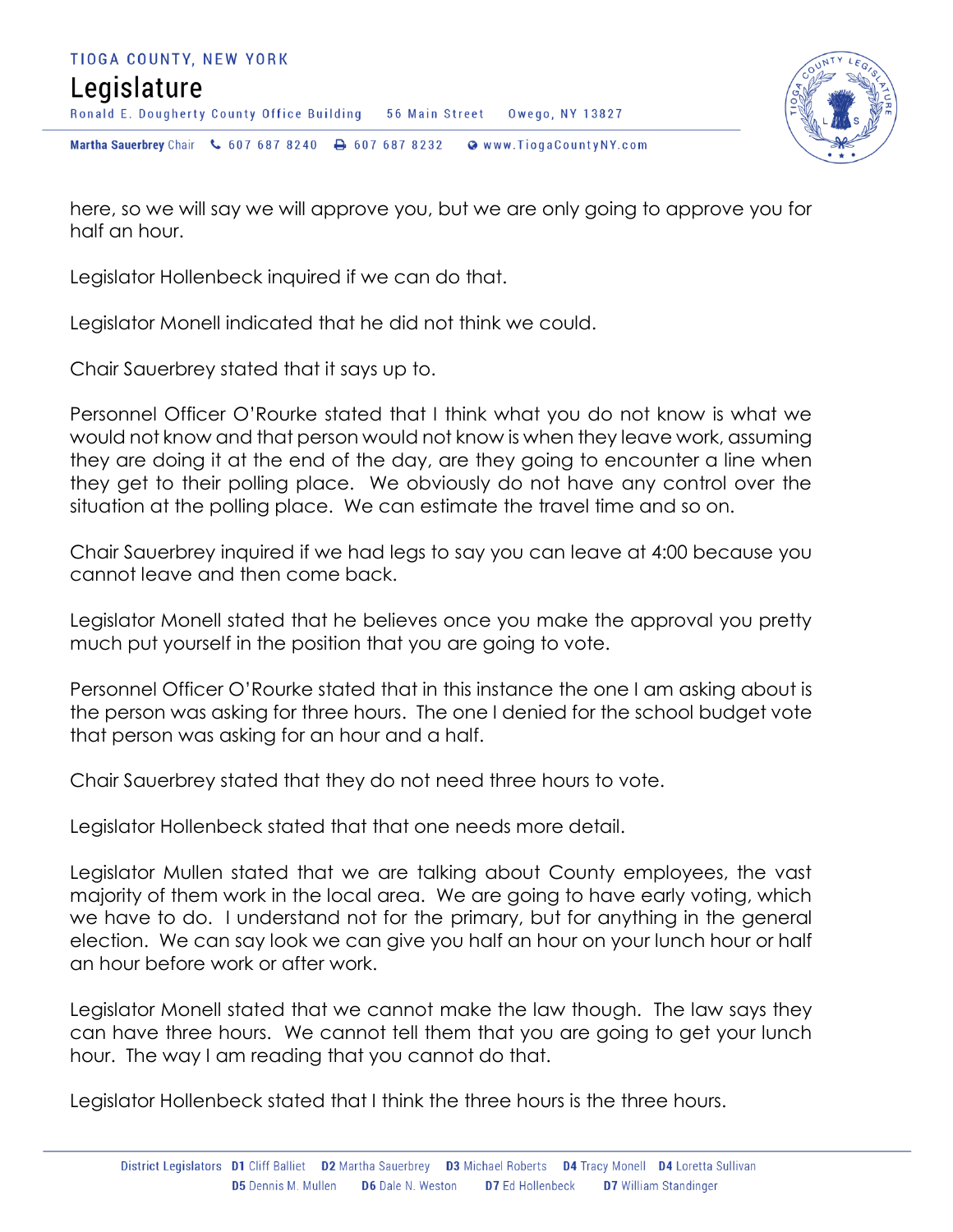here, so we will say we will approve you, but we are only going to approve you for half an hour.

Legislator Hollenbeck inquired if we can do that.

Legislator Monell indicated that he did not think we could.

Chair Sauerbrey stated that it says up to.

Personnel Officer O'Rourke stated that I think what you do not know is what we would not know and that person would not know is when they leave work, assuming they are doing it at the end of the day, are they going to encounter a line when they get to their polling place. We obviously do not have any control over the situation at the polling place. We can estimate the travel time and so on.

Chair Sauerbrey inquired if we had legs to say you can leave at 4:00 because you cannot leave and then come back.

Legislator Monell stated that he believes once you make the approval you pretty much put yourself in the position that you are going to vote.

Personnel Officer O'Rourke stated that in this instance the one I am asking about is the person was asking for three hours. The one I denied for the school budget vote that person was asking for an hour and a half.

Chair Sauerbrey stated that they do not need three hours to vote.

Legislator Hollenbeck stated that that one needs more detail.

Legislator Mullen stated that we are talking about County employees, the vast majority of them work in the local area. We are going to have early voting, which we have to do. I understand not for the primary, but for anything in the general election. We can say look we can give you half an hour on your lunch hour or half an hour before work or after work.

Legislator Monell stated that we cannot make the law though. The law says they can have three hours. We cannot tell them that you are going to get your lunch hour. The way I am reading that you cannot do that.

Legislator Hollenbeck stated that I think the three hours is the three hours.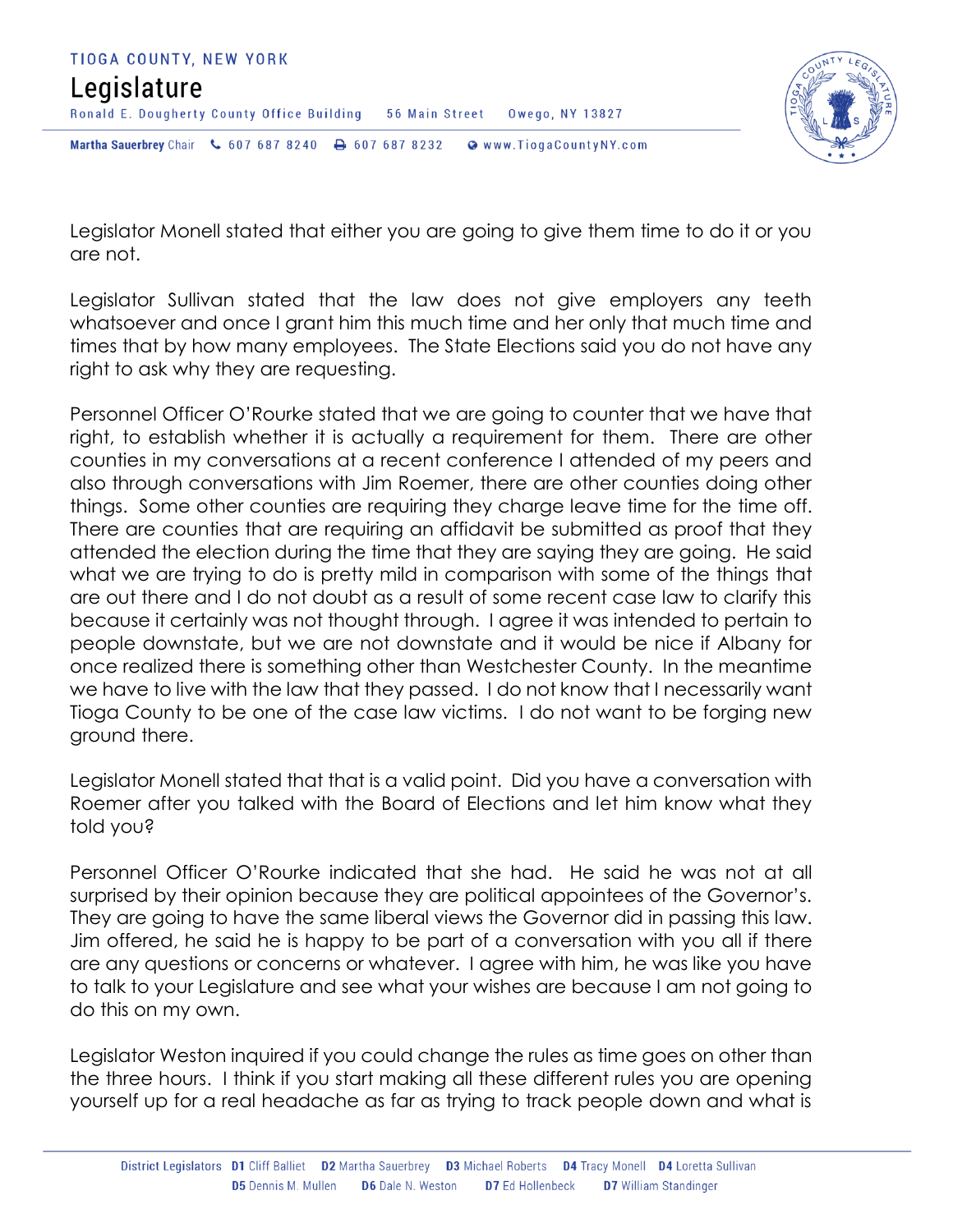Legislator Monell stated that either you are going to give them time to do it or you are not.

Legislator Sullivan stated that the law does not give employers any teeth whatsoever and once I grant him this much time and her only that much time and times that by how many employees. The State Elections said you do not have any right to ask why they are requesting.

Personnel Officer O'Rourke stated that we are going to counter that we have that right, to establish whether it is actually a requirement for them. There are other counties in my conversations at a recent conference I attended of my peers and also through conversations with Jim Roemer, there are other counties doing other things. Some other counties are requiring they charge leave time for the time off. There are counties that are requiring an affidavit be submitted as proof that they attended the election during the time that they are saying they are going. He said what we are trying to do is pretty mild in comparison with some of the things that are out there and I do not doubt as a result of some recent case law to clarify this because it certainly was not thought through. I agree it was intended to pertain to people downstate, but we are not downstate and it would be nice if Albany for once realized there is something other than Westchester County. In the meantime we have to live with the law that they passed. I do not know that I necessarily want Tioga County to be one of the case law victims. I do not want to be forging new ground there.

Legislator Monell stated that that is a valid point. Did you have a conversation with Roemer after you talked with the Board of Elections and let him know what they told you?

Personnel Officer O'Rourke indicated that she had. He said he was not at all surprised by their opinion because they are political appointees of the Governor's. They are going to have the same liberal views the Governor did in passing this law. Jim offered, he said he is happy to be part of a conversation with you all if there are any questions or concerns or whatever. I agree with him, he was like you have to talk to your Legislature and see what your wishes are because I am not going to do this on my own.

Legislator Weston inquired if you could change the rules as time goes on other than the three hours. I think if you start making all these different rules you are opening yourself up for a real headache as far as trying to track people down and what is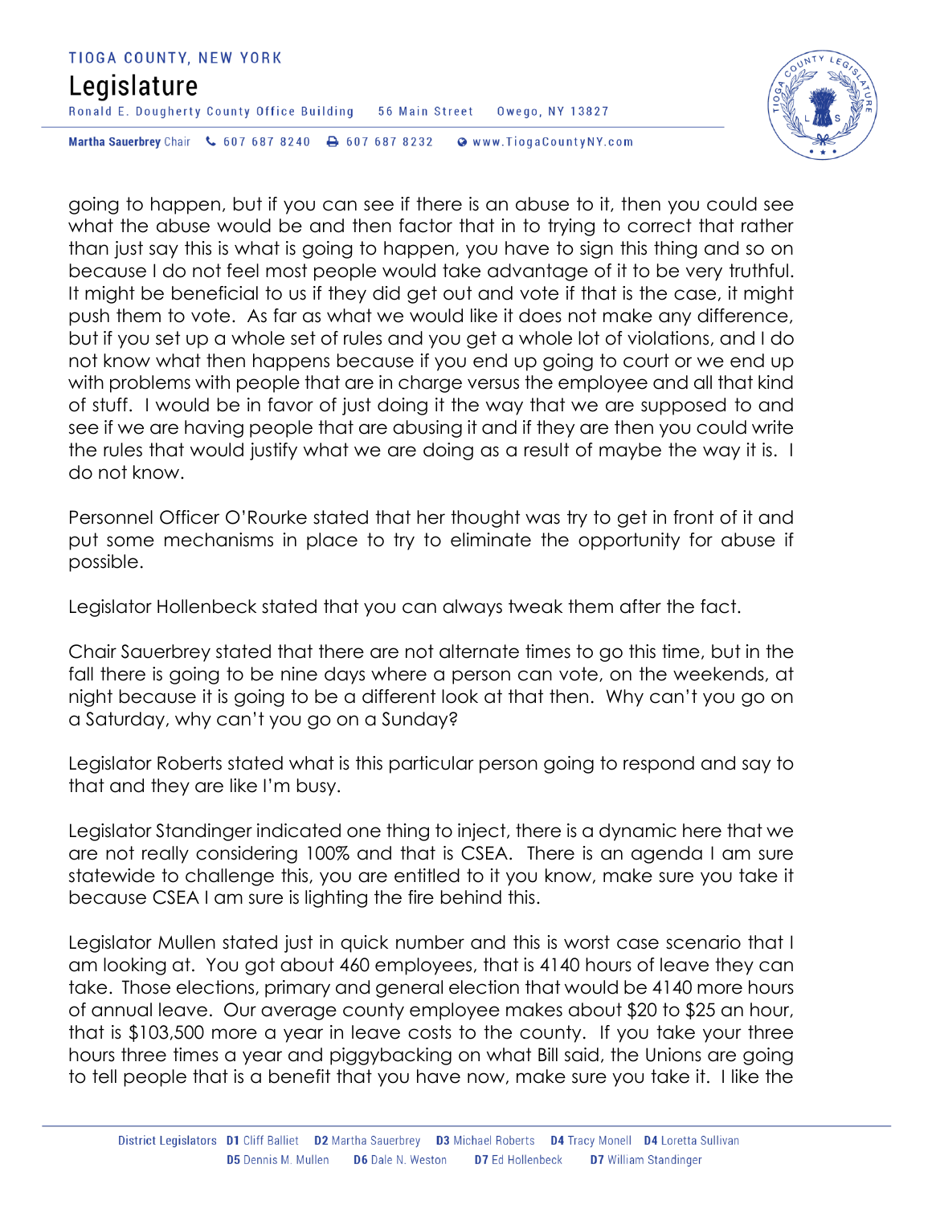going to happen, but if you can see if there is an abuse to it, then you could see what the abuse would be and then factor that in to trying to correct that rather than just say this is what is going to happen, you have to sign this thing and so on because I do not feel most people would take advantage of it to be very truthful. It might be beneficial to us if they did get out and vote if that is the case, it might push them to vote. As far as what we would like it does not make any difference, but if you set up a whole set of rules and you get a whole lot of violations, and I do not know what then happens because if you end up going to court or we end up with problems with people that are in charge versus the employee and all that kind of stuff. I would be in favor of just doing it the way that we are supposed to and see if we are having people that are abusing it and if they are then you could write the rules that would justify what we are doing as a result of maybe the way it is. I do not know.

Personnel Officer O'Rourke stated that her thought was try to get in front of it and put some mechanisms in place to try to eliminate the opportunity for abuse if possible.

Legislator Hollenbeck stated that you can always tweak them after the fact.

Chair Sauerbrey stated that there are not alternate times to go this time, but in the fall there is going to be nine days where a person can vote, on the weekends, at night because it is going to be a different look at that then. Why can't you go on a Saturday, why can't you go on a Sunday?

Legislator Roberts stated what is this particular person going to respond and say to that and they are like I'm busy.

Legislator Standinger indicated one thing to inject, there is a dynamic here that we are not really considering 100% and that is CSEA. There is an agenda I am sure statewide to challenge this, you are entitled to it you know, make sure you take it because CSEA I am sure is lighting the fire behind this.

Legislator Mullen stated just in quick number and this is worst case scenario that I am looking at. You got about 460 employees, that is 4140 hours of leave they can take. Those elections, primary and general election that would be 4140 more hours of annual leave. Our average county employee makes about $20 to $25 an hour, that is $103,500 more a year in leave costs to the county. If you take your three hours three times a year and piggybacking on what Bill said, the Unions are going to tell people that is a benefit that you have now, make sure you take it. I like the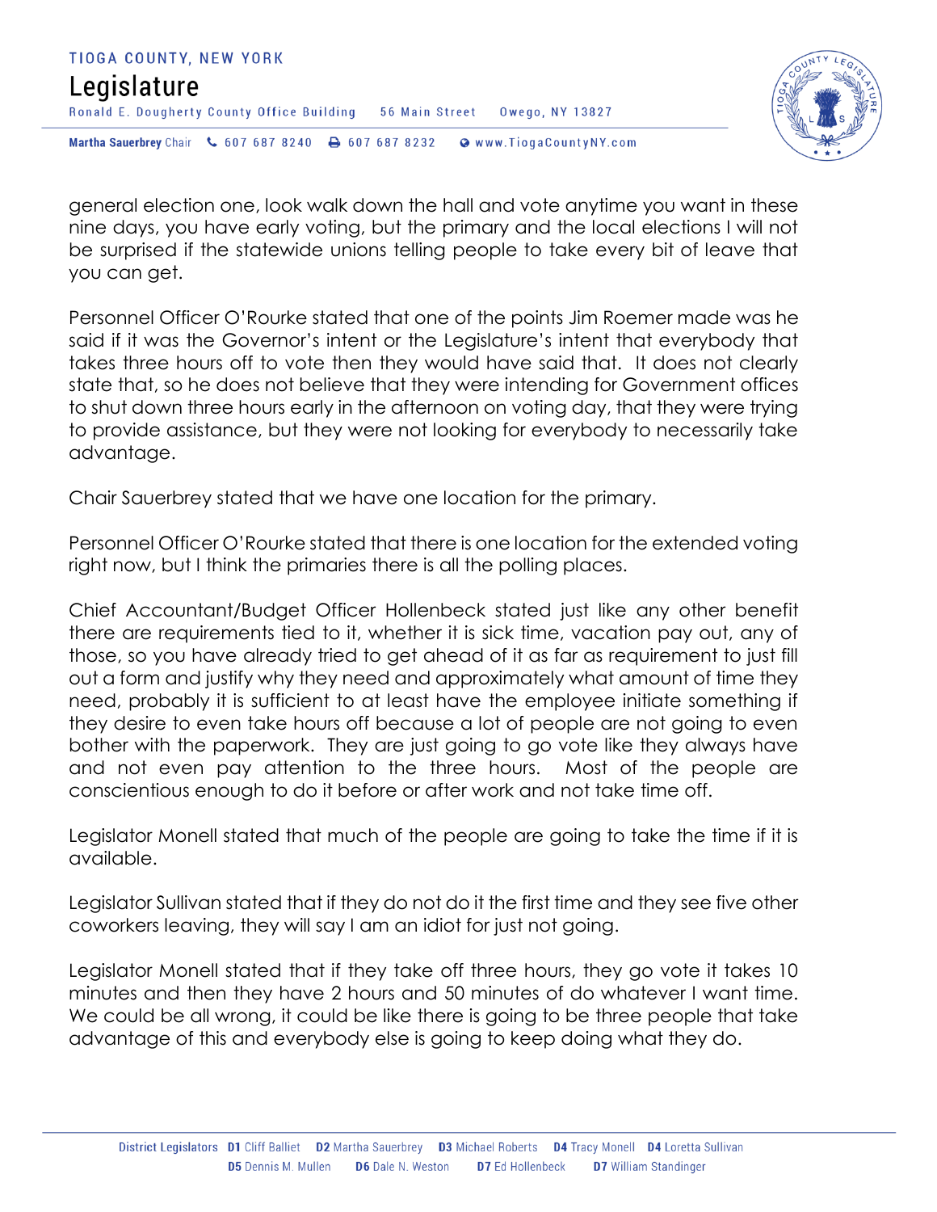general election one, look walk down the hall and vote anytime you want in these nine days, you have early voting, but the primary and the local elections I will not be surprised if the statewide unions telling people to take every bit of leave that you can get.

Personnel Officer O'Rourke stated that one of the points Jim Roemer made was he said if it was the Governor's intent or the Legislature's intent that everybody that takes three hours off to vote then they would have said that. It does not clearly state that, so he does not believe that they were intending for Government offices to shut down three hours early in the afternoon on voting day, that they were trying to provide assistance, but they were not looking for everybody to necessarily take advantage.

Chair Sauerbrey stated that we have one location for the primary.

Personnel Officer O'Rourke stated that there is one location for the extended voting right now, but I think the primaries there is all the polling places.

Chief Accountant/Budget Officer Hollenbeck stated just like any other benefit there are requirements tied to it, whether it is sick time, vacation pay out, any of those, so you have already tried to get ahead of it as far as requirement to just fill out a form and justify why they need and approximately what amount of time they need, probably it is sufficient to at least have the employee initiate something if they desire to even take hours off because a lot of people are not going to even bother with the paperwork. They are just going to go vote like they always have and not even pay attention to the three hours. Most of the people are conscientious enough to do it before or after work and not take time off.

Legislator Monell stated that much of the people are going to take the time if it is available.

Legislator Sullivan stated that if they do not do it the first time and they see five other coworkers leaving, they will say I am an idiot for just not going.

Legislator Monell stated that if they take off three hours, they go vote it takes 10 minutes and then they have 2 hours and 50 minutes of do whatever I want time. We could be all wrong, it could be like there is going to be three people that take advantage of this and everybody else is going to keep doing what they do.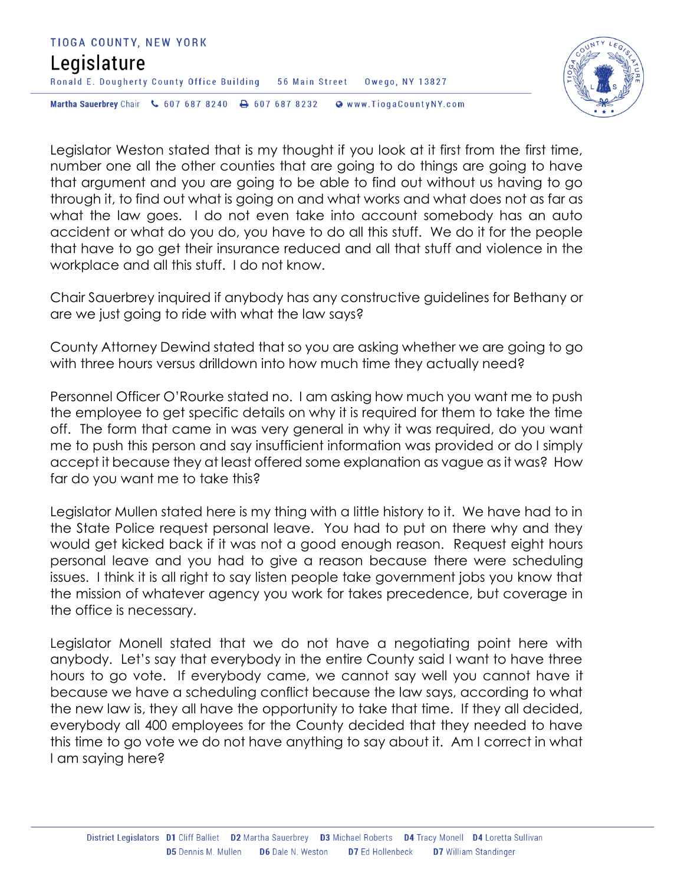Legislator Weston stated that is my thought if you look at it first from the first time, number one all the other counties that are going to do things are going to have that argument and you are going to be able to find out without us having to go through it, to find out what is going on and what works and what does not as far as what the law goes. I do not even take into account somebody has an auto accident or what do you do, you have to do all this stuff. We do it for the people that have to go get their insurance reduced and all that stuff and violence in the workplace and all this stuff. I do not know.

Chair Sauerbrey inquired if anybody has any constructive guidelines for Bethany or are we just going to ride with what the law says?

County Attorney Dewind stated that so you are asking whether we are going to go with three hours versus drilldown into how much time they actually need?

Personnel Officer O'Rourke stated no. I am asking how much you want me to push the employee to get specific details on why it is required for them to take the time off. The form that came in was very general in why it was required, do you want me to push this person and say insufficient information was provided or do I simply accept it because they at least offered some explanation as vague as it was? How far do you want me to take this?

Legislator Mullen stated here is my thing with a little history to it. We have had to in the State Police request personal leave. You had to put on there why and they would get kicked back if it was not a good enough reason. Request eight hours personal leave and you had to give a reason because there were scheduling issues. I think it is all right to say listen people take government jobs you know that the mission of whatever agency you work for takes precedence, but coverage in the office is necessary.

Legislator Monell stated that we do not have a negotiating point here with anybody. Let's say that everybody in the entire County said I want to have three hours to go vote. If everybody came, we cannot say well you cannot have it because we have a scheduling conflict because the law says, according to what the new law is, they all have the opportunity to take that time. If they all decided, everybody all 400 employees for the County decided that they needed to have this time to go vote we do not have anything to say about it. Am I correct in what I am saying here?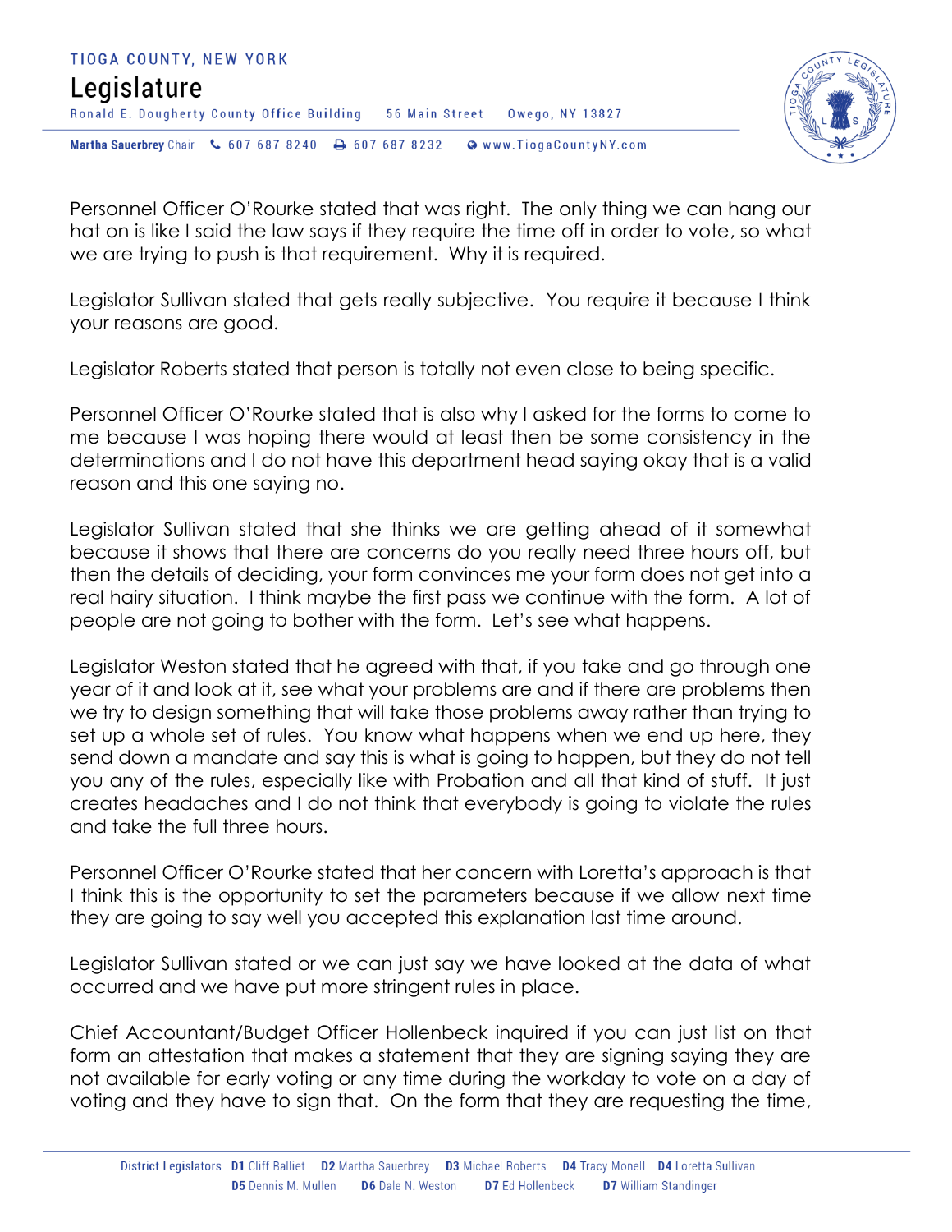Personnel Officer O'Rourke stated that was right. The only thing we can hang our hat on is like I said the law says if they require the time off in order to vote, so what we are trying to push is that requirement. Why it is required.

Legislator Sullivan stated that gets really subjective. You require it because I think your reasons are good.

Legislator Roberts stated that person is totally not even close to being specific.

Personnel Officer O'Rourke stated that is also why I asked for the forms to come to me because I was hoping there would at least then be some consistency in the determinations and I do not have this department head saying okay that is a valid reason and this one saying no.

Legislator Sullivan stated that she thinks we are getting ahead of it somewhat because it shows that there are concerns do you really need three hours off, but then the details of deciding, your form convinces me your form does not get into a real hairy situation. I think maybe the first pass we continue with the form. A lot of people are not going to bother with the form. Let's see what happens.

Legislator Weston stated that he agreed with that, if you take and go through one year of it and look at it, see what your problems are and if there are problems then we try to design something that will take those problems away rather than trying to set up a whole set of rules. You know what happens when we end up here, they send down a mandate and say this is what is going to happen, but they do not tell you any of the rules, especially like with Probation and all that kind of stuff. It just creates headaches and I do not think that everybody is going to violate the rules and take the full three hours.

Personnel Officer O'Rourke stated that her concern with Loretta's approach is that I think this is the opportunity to set the parameters because if we allow next time they are going to say well you accepted this explanation last time around.

Legislator Sullivan stated or we can just say we have looked at the data of what occurred and we have put more stringent rules in place.

Chief Accountant/Budget Officer Hollenbeck inquired if you can just list on that form an attestation that makes a statement that they are signing saying they are not available for early voting or any time during the workday to vote on a day of voting and they have to sign that. On the form that they are requesting the time,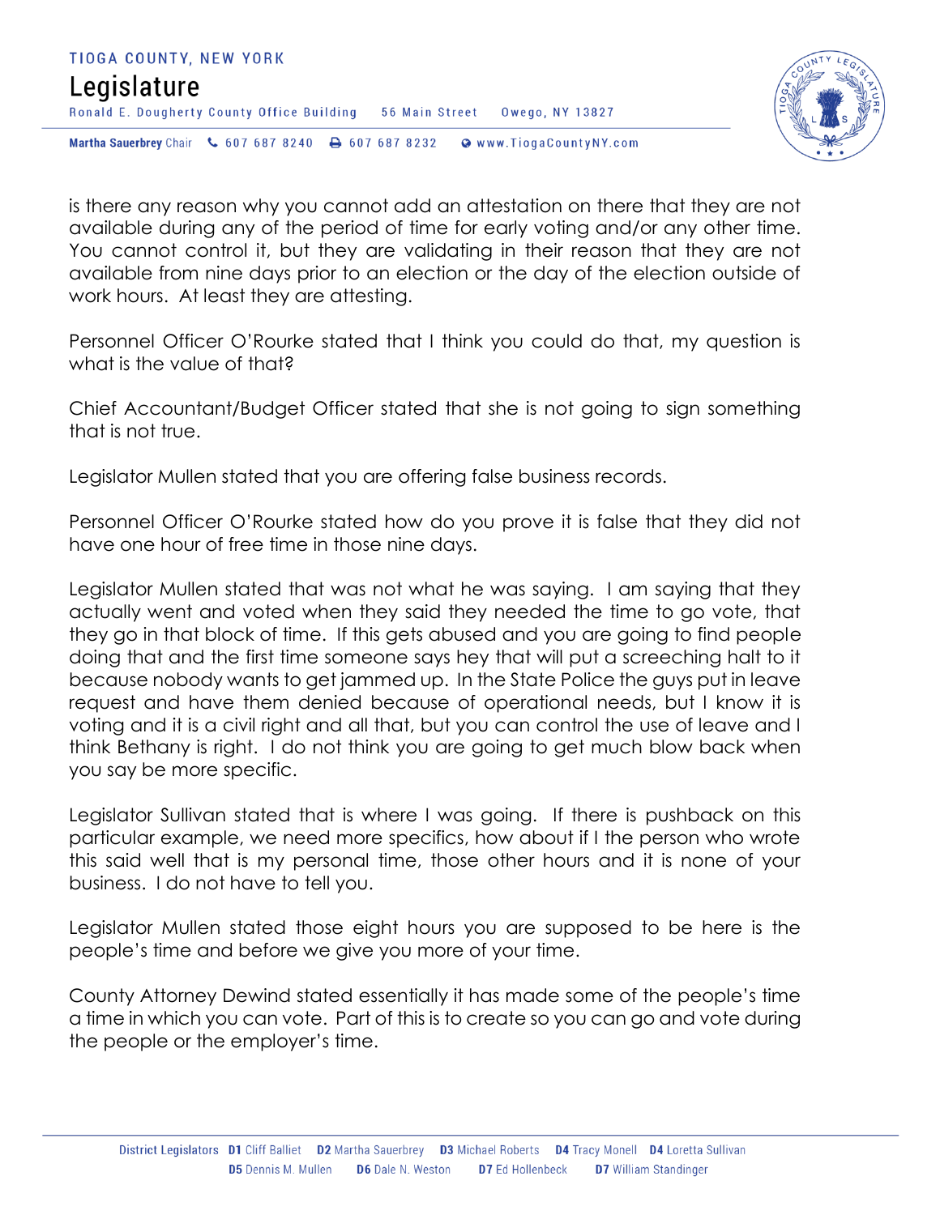is there any reason why you cannot add an attestation on there that they are not available during any of the period of time for early voting and/or any other time. You cannot control it, but they are validating in their reason that they are not available from nine days prior to an election or the day of the election outside of work hours. At least they are attesting.

Personnel Officer O'Rourke stated that I think you could do that, my question is what is the value of that?

Chief Accountant/Budget Officer stated that she is not going to sign something that is not true.

Legislator Mullen stated that you are offering false business records.

Personnel Officer O'Rourke stated how do you prove it is false that they did not have one hour of free time in those nine days.

Legislator Mullen stated that was not what he was saying. I am saying that they actually went and voted when they said they needed the time to go vote, that they go in that block of time. If this gets abused and you are going to find people doing that and the first time someone says hey that will put a screeching halt to it because nobody wants to get jammed up. In the State Police the guys put in leave request and have them denied because of operational needs, but I know it is voting and it is a civil right and all that, but you can control the use of leave and I think Bethany is right. I do not think you are going to get much blow back when you say be more specific.

Legislator Sullivan stated that is where I was going. If there is pushback on this particular example, we need more specifics, how about if I the person who wrote this said well that is my personal time, those other hours and it is none of your business. I do not have to tell you.

Legislator Mullen stated those eight hours you are supposed to be here is the people's time and before we give you more of your time.

County Attorney Dewind stated essentially it has made some of the people's time a time in which you can vote. Part of this is to create so you can go and vote during the people or the employer's time.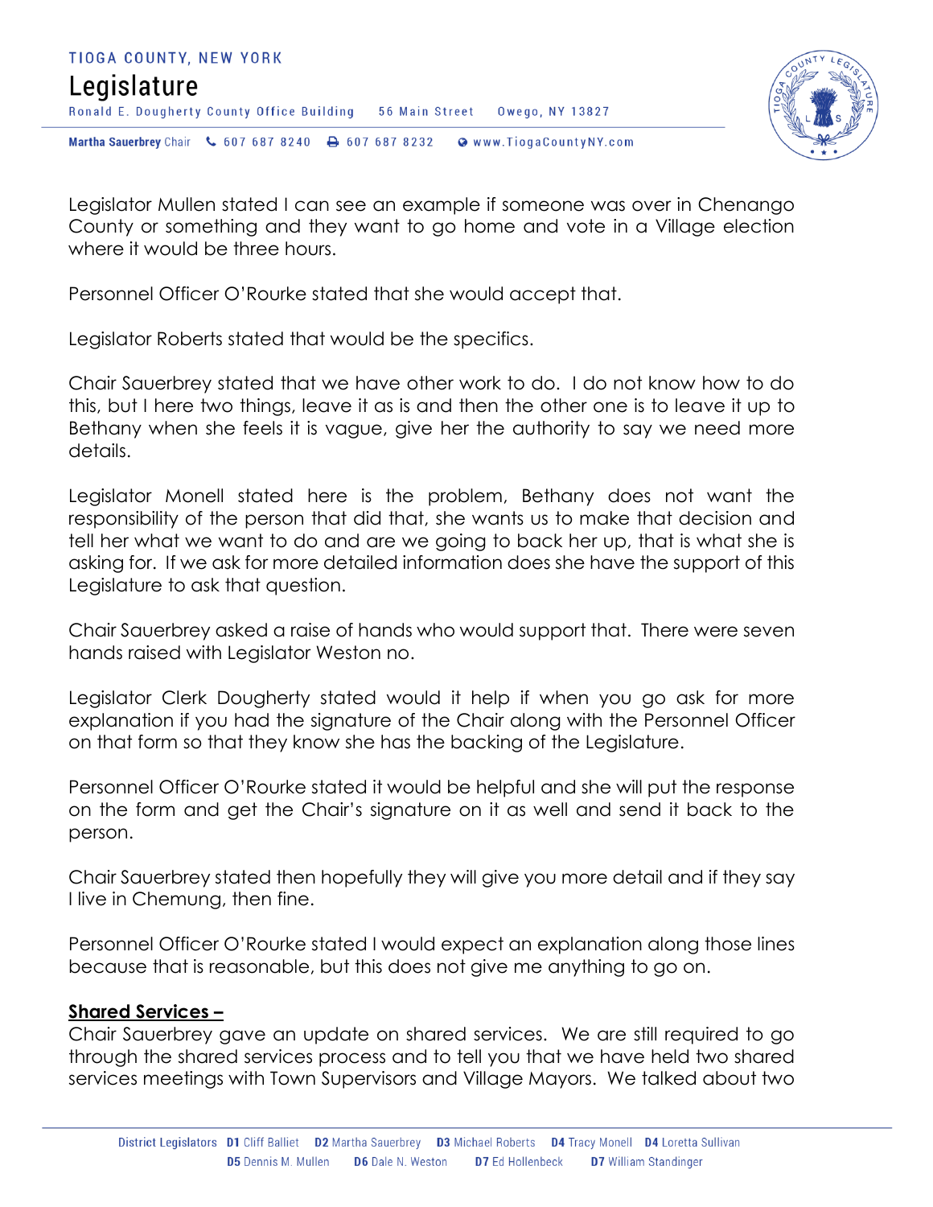Legislator Mullen stated I can see an example if someone was over in Chenango County or something and they want to go home and vote in a Village election where it would be three hours.

Personnel Officer O'Rourke stated that she would accept that.

Legislator Roberts stated that would be the specifics.

Chair Sauerbrey stated that we have other work to do. I do not know how to do this, but I here two things, leave it as is and then the other one is to leave it up to Bethany when she feels it is vague, give her the authority to say we need more details.

Legislator Monell stated here is the problem, Bethany does not want the responsibility of the person that did that, she wants us to make that decision and tell her what we want to do and are we going to back her up, that is what she is asking for. If we ask for more detailed information does she have the support of this Legislature to ask that question.

Chair Sauerbrey asked a raise of hands who would support that. There were seven hands raised with Legislator Weston no.

Legislator Clerk Dougherty stated would it help if when you go ask for more explanation if you had the signature of the Chair along with the Personnel Officer on that form so that they know she has the backing of the Legislature.

Personnel Officer O'Rourke stated it would be helpful and she will put the response on the form and get the Chair's signature on it as well and send it back to the person.

Chair Sauerbrey stated then hopefully they will give you more detail and if they say I live in Chemung, then fine.

Personnel Officer O'Rourke stated I would expect an explanation along those lines because that is reasonable, but this does not give me anything to go on.

**<u>Shared Services –</u>**
Chair Sauerbrey gave an update on shared services. We are still required to go through the shared services process and to tell you that we have held two shared services meetings with Town Supervisors and Village Mayors. We talked about two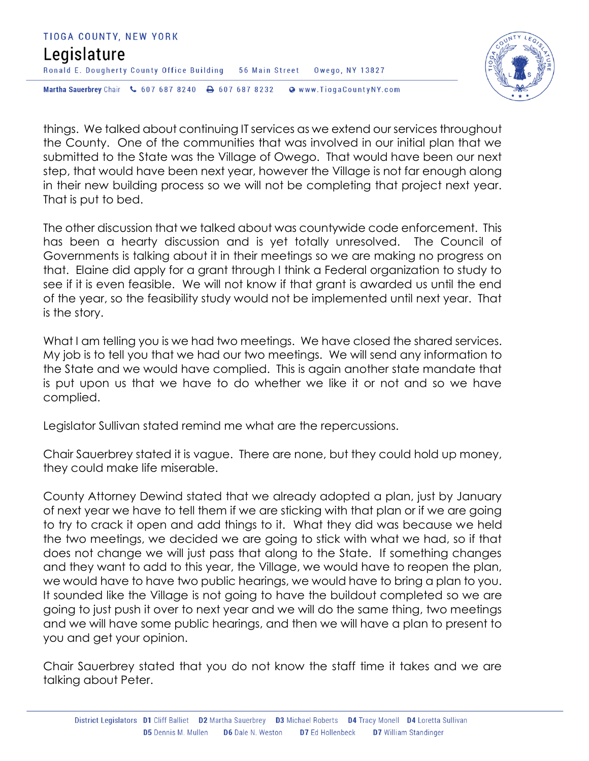things. We talked about continuing IT services as we extend our services throughout the County. One of the communities that was involved in our initial plan that we submitted to the State was the Village of Owego. That would have been our next step, that would have been next year, however the Village is not far enough along in their new building process so we will not be completing that project next year. That is put to bed.

The other discussion that we talked about was countywide code enforcement. This has been a hearty discussion and is yet totally unresolved. The Council of Governments is talking about it in their meetings so we are making no progress on that. Elaine did apply for a grant through I think a Federal organization to study to see if it is even feasible. We will not know if that grant is awarded us until the end of the year, so the feasibility study would not be implemented until next year. That is the story.

What I am telling you is we had two meetings. We have closed the shared services. My job is to tell you that we had our two meetings. We will send any information to the State and we would have complied. This is again another state mandate that is put upon us that we have to do whether we like it or not and so we have complied.

Legislator Sullivan stated remind me what are the repercussions.

Chair Sauerbrey stated it is vague. There are none, but they could hold up money, they could make life miserable.

County Attorney Dewind stated that we already adopted a plan, just by January of next year we have to tell them if we are sticking with that plan or if we are going to try to crack it open and add things to it. What they did was because we held the two meetings, we decided we are going to stick with what we had, so if that does not change we will just pass that along to the State. If something changes and they want to add to this year, the Village, we would have to reopen the plan, we would have to have two public hearings, we would have to bring a plan to you. It sounded like the Village is not going to have the buildout completed so we are going to just push it over to next year and we will do the same thing, two meetings and we will have some public hearings, and then we will have a plan to present to you and get your opinion.

Chair Sauerbrey stated that you do not know the staff time it takes and we are talking about Peter.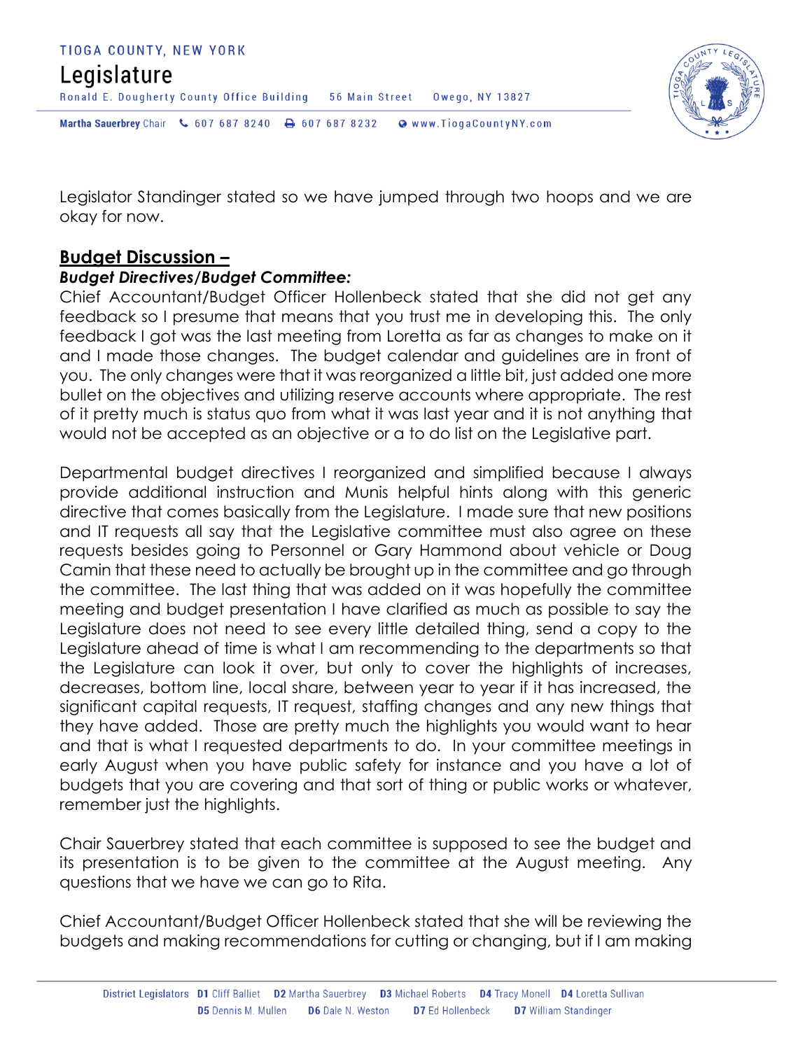Legislator Standinger stated so we have jumped through two hoops and we are okay for now.

## Budget Discussion –

### *Budget Directives/Budget Committee:*

Chief Accountant/Budget Officer Hollenbeck stated that she did not get any feedback so I presume that means that you trust me in developing this. The only feedback I got was the last meeting from Loretta as far as changes to make on it and I made those changes. The budget calendar and guidelines are in front of you. The only changes were that it was reorganized a little bit, just added one more bullet on the objectives and utilizing reserve accounts where appropriate. The rest of it pretty much is status quo from what it was last year and it is not anything that would not be accepted as an objective or a to do list on the Legislative part.

Departmental budget directives I reorganized and simplified because I always provide additional instruction and Munis helpful hints along with this generic directive that comes basically from the Legislature. I made sure that new positions and IT requests all say that the Legislative committee must also agree on these requests besides going to Personnel or Gary Hammond about vehicle or Doug Camin that these need to actually be brought up in the committee and go through the committee. The last thing that was added on it was hopefully the committee meeting and budget presentation I have clarified as much as possible to say the Legislature does not need to see every little detailed thing, send a copy to the Legislature ahead of time is what I am recommending to the departments so that the Legislature can look it over, but only to cover the highlights of increases, decreases, bottom line, local share, between year to year if it has increased, the significant capital requests, IT request, staffing changes and any new things that they have added. Those are pretty much the highlights you would want to hear and that is what I requested departments to do. In your committee meetings in early August when you have public safety for instance and you have a lot of budgets that you are covering and that sort of thing or public works or whatever, remember just the highlights.

Chair Sauerbrey stated that each committee is supposed to see the budget and its presentation is to be given to the committee at the August meeting. Any questions that we have we can go to Rita.

Chief Accountant/Budget Officer Hollenbeck stated that she will be reviewing the budgets and making recommendations for cutting or changing, but if I am making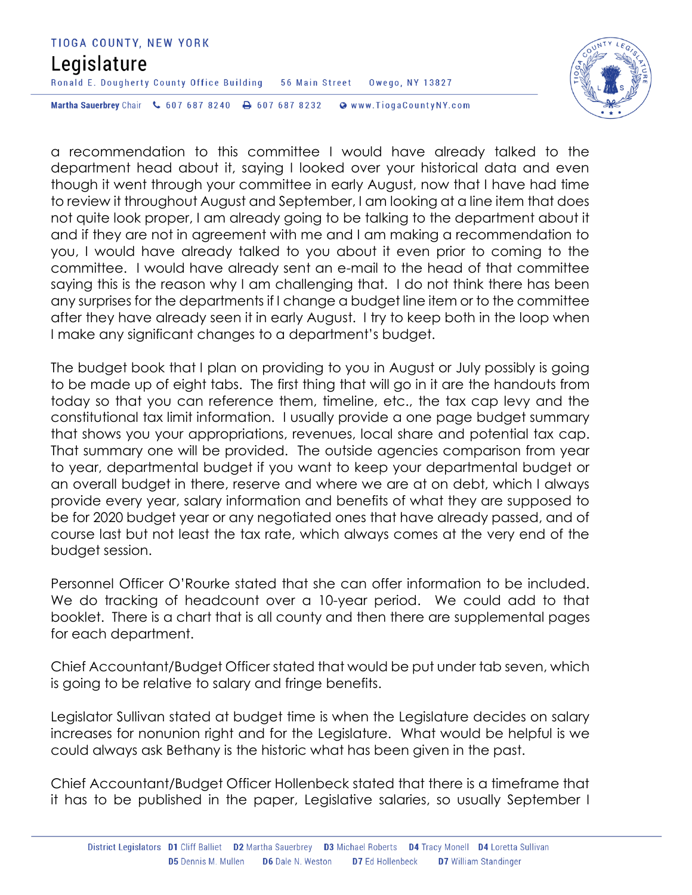a recommendation to this committee I would have already talked to the department head about it, saying I looked over your historical data and even though it went through your committee in early August, now that I have had time to review it throughout August and September, I am looking at a line item that does not quite look proper, I am already going to be talking to the department about it and if they are not in agreement with me and I am making a recommendation to you, I would have already talked to you about it even prior to coming to the committee. I would have already sent an e-mail to the head of that committee saying this is the reason why I am challenging that. I do not think there has been any surprises for the departments if I change a budget line item or to the committee after they have already seen it in early August. I try to keep both in the loop when I make any significant changes to a department's budget.

The budget book that I plan on providing to you in August or July possibly is going to be made up of eight tabs. The first thing that will go in it are the handouts from today so that you can reference them, timeline, etc., the tax cap levy and the constitutional tax limit information. I usually provide a one page budget summary that shows you your appropriations, revenues, local share and potential tax cap. That summary one will be provided. The outside agencies comparison from year to year, departmental budget if you want to keep your departmental budget or an overall budget in there, reserve and where we are at on debt, which I always provide every year, salary information and benefits of what they are supposed to be for 2020 budget year or any negotiated ones that have already passed, and of course last but not least the tax rate, which always comes at the very end of the budget session.

Personnel Officer O'Rourke stated that she can offer information to be included. We do tracking of headcount over a 10-year period. We could add to that booklet. There is a chart that is all county and then there are supplemental pages for each department.

Chief Accountant/Budget Officer stated that would be put under tab seven, which is going to be relative to salary and fringe benefits.

Legislator Sullivan stated at budget time is when the Legislature decides on salary increases for nonunion right and for the Legislature. What would be helpful is we could always ask Bethany is the historic what has been given in the past.

Chief Accountant/Budget Officer Hollenbeck stated that there is a timeframe that it has to be published in the paper, Legislative salaries, so usually September I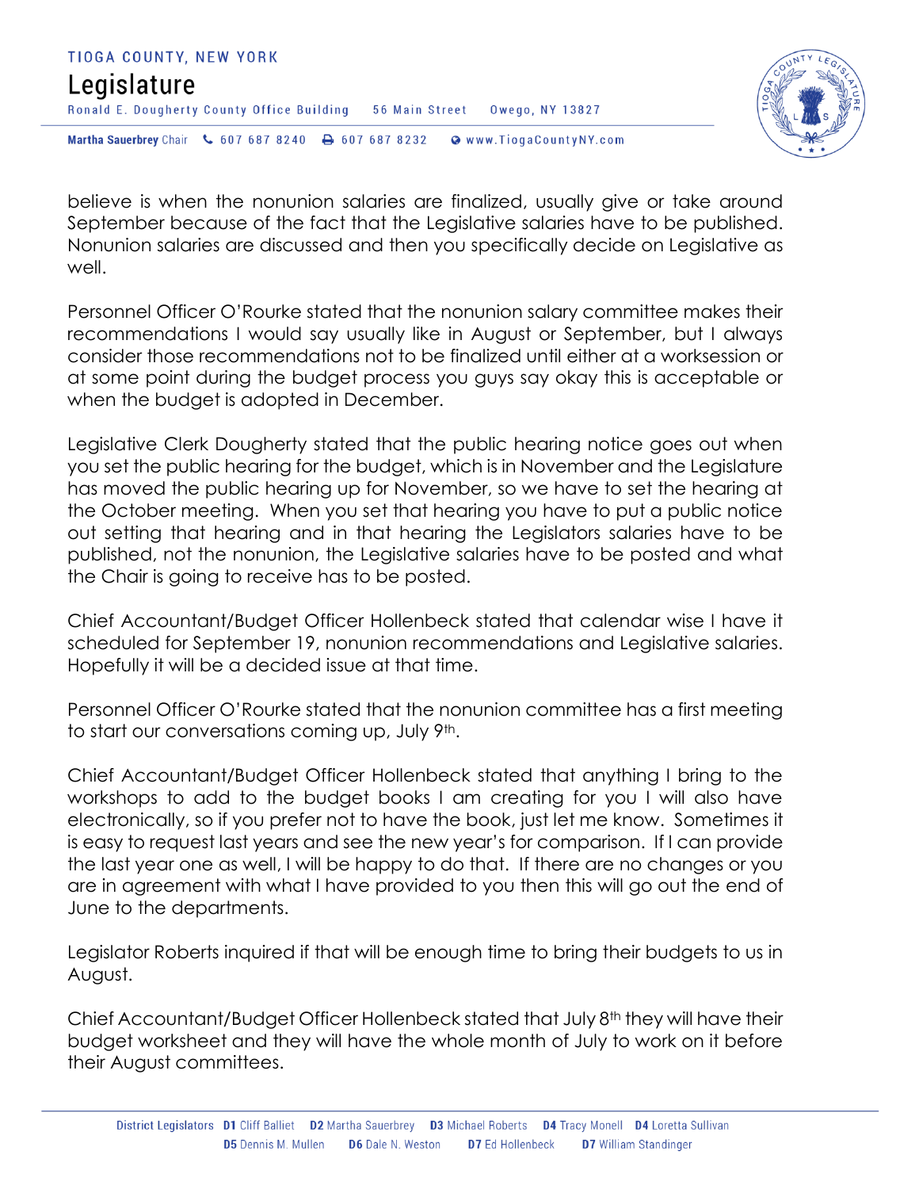believe is when the nonunion salaries are finalized, usually give or take around September because of the fact that the Legislative salaries have to be published. Nonunion salaries are discussed and then you specifically decide on Legislative as well.

Personnel Officer O'Rourke stated that the nonunion salary committee makes their recommendations I would say usually like in August or September, but I always consider those recommendations not to be finalized until either at a worksession or at some point during the budget process you guys say okay this is acceptable or when the budget is adopted in December.

Legislative Clerk Dougherty stated that the public hearing notice goes out when you set the public hearing for the budget, which is in November and the Legislature has moved the public hearing up for November, so we have to set the hearing at the October meeting. When you set that hearing you have to put a public notice out setting that hearing and in that hearing the Legislators salaries have to be published, not the nonunion, the Legislative salaries have to be posted and what the Chair is going to receive has to be posted.

Chief Accountant/Budget Officer Hollenbeck stated that calendar wise I have it scheduled for September 19, nonunion recommendations and Legislative salaries. Hopefully it will be a decided issue at that time.

Personnel Officer O'Rourke stated that the nonunion committee has a first meeting to start our conversations coming up, July 9th.

Chief Accountant/Budget Officer Hollenbeck stated that anything I bring to the workshops to add to the budget books I am creating for you I will also have electronically, so if you prefer not to have the book, just let me know. Sometimes it is easy to request last years and see the new year's for comparison. If I can provide the last year one as well, I will be happy to do that. If there are no changes or you are in agreement with what I have provided to you then this will go out the end of June to the departments.

Legislator Roberts inquired if that will be enough time to bring their budgets to us in August.

Chief Accountant/Budget Officer Hollenbeck stated that July 8th they will have their budget worksheet and they will have the whole month of July to work on it before their August committees.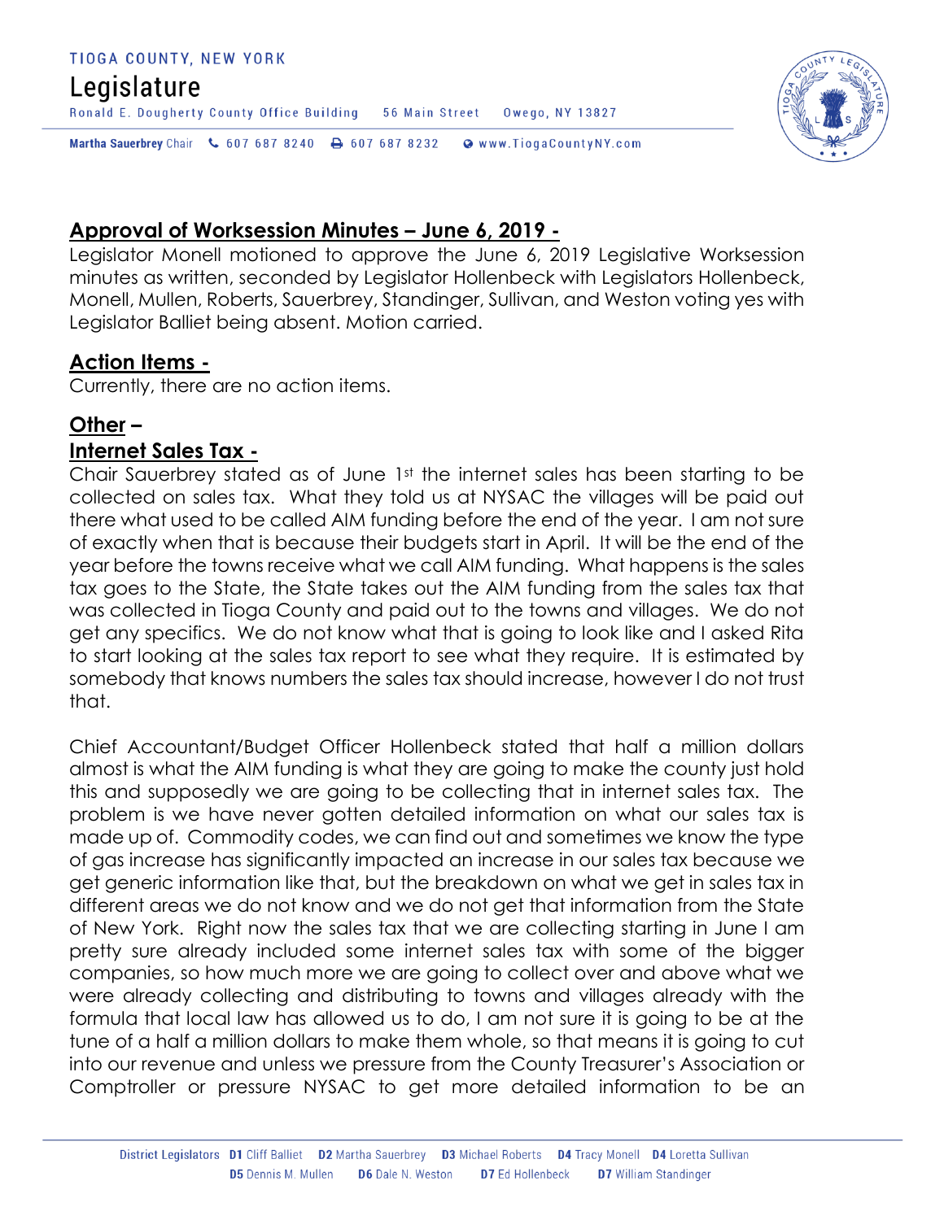## Approval of Worksession Minutes – June 6, 2019 -

Legislator Monell motioned to approve the June 6, 2019 Legislative Worksession minutes as written, seconded by Legislator Hollenbeck with Legislators Hollenbeck, Monell, Mullen, Roberts, Sauerbrey, Standinger, Sullivan, and Weston voting yes with Legislator Balliet being absent. Motion carried.

## Action Items -

Currently, there are no action items.

## Other –

## Internet Sales Tax -

Chair Sauerbrey stated as of June 1st the internet sales has been starting to be collected on sales tax. What they told us at NYSAC the villages will be paid out there what used to be called AIM funding before the end of the year. I am not sure of exactly when that is because their budgets start in April. It will be the end of the year before the towns receive what we call AIM funding. What happens is the sales tax goes to the State, the State takes out the AIM funding from the sales tax that was collected in Tioga County and paid out to the towns and villages. We do not get any specifics. We do not know what that is going to look like and I asked Rita to start looking at the sales tax report to see what they require. It is estimated by somebody that knows numbers the sales tax should increase, however I do not trust that.

Chief Accountant/Budget Officer Hollenbeck stated that half a million dollars almost is what the AIM funding is what they are going to make the county just hold this and supposedly we are going to be collecting that in internet sales tax. The problem is we have never gotten detailed information on what our sales tax is made up of. Commodity codes, we can find out and sometimes we know the type of gas increase has significantly impacted an increase in our sales tax because we get generic information like that, but the breakdown on what we get in sales tax in different areas we do not know and we do not get that information from the State of New York. Right now the sales tax that we are collecting starting in June I am pretty sure already included some internet sales tax with some of the bigger companies, so how much more we are going to collect over and above what we were already collecting and distributing to towns and villages already with the formula that local law has allowed us to do, I am not sure it is going to be at the tune of a half a million dollars to make them whole, so that means it is going to cut into our revenue and unless we pressure from the County Treasurer's Association or Comptroller or pressure NYSAC to get more detailed information to be an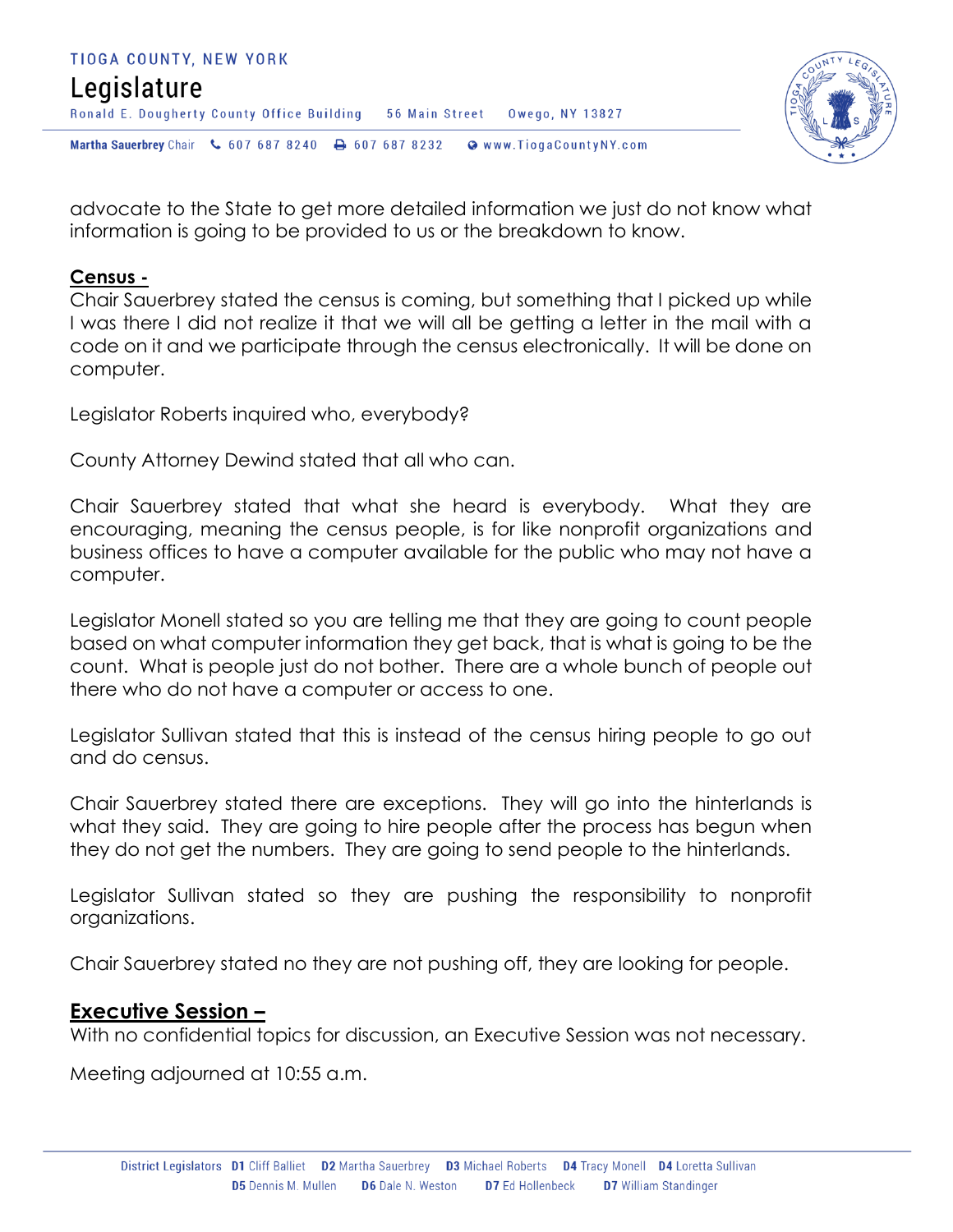advocate to the State to get more detailed information we just do not know what information is going to be provided to us or the breakdown to know.

**Census -**

Chair Sauerbrey stated the census is coming, but something that I picked up while I was there I did not realize it that we will all be getting a letter in the mail with a code on it and we participate through the census electronically. It will be done on computer.

Legislator Roberts inquired who, everybody?

County Attorney Dewind stated that all who can.

Chair Sauerbrey stated that what she heard is everybody. What they are encouraging, meaning the census people, is for like nonprofit organizations and business offices to have a computer available for the public who may not have a computer.

Legislator Monell stated so you are telling me that they are going to count people based on what computer information they get back, that is what is going to be the count. What is people just do not bother. There are a whole bunch of people out there who do not have a computer or access to one.

Legislator Sullivan stated that this is instead of the census hiring people to go out and do census.

Chair Sauerbrey stated there are exceptions. They will go into the hinterlands is what they said. They are going to hire people after the process has begun when they do not get the numbers. They are going to send people to the hinterlands.

Legislator Sullivan stated so they are pushing the responsibility to nonprofit organizations.

Chair Sauerbrey stated no they are not pushing off, they are looking for people.

## Executive Session –

With no confidential topics for discussion, an Executive Session was not necessary.

Meeting adjourned at 10:55 a.m.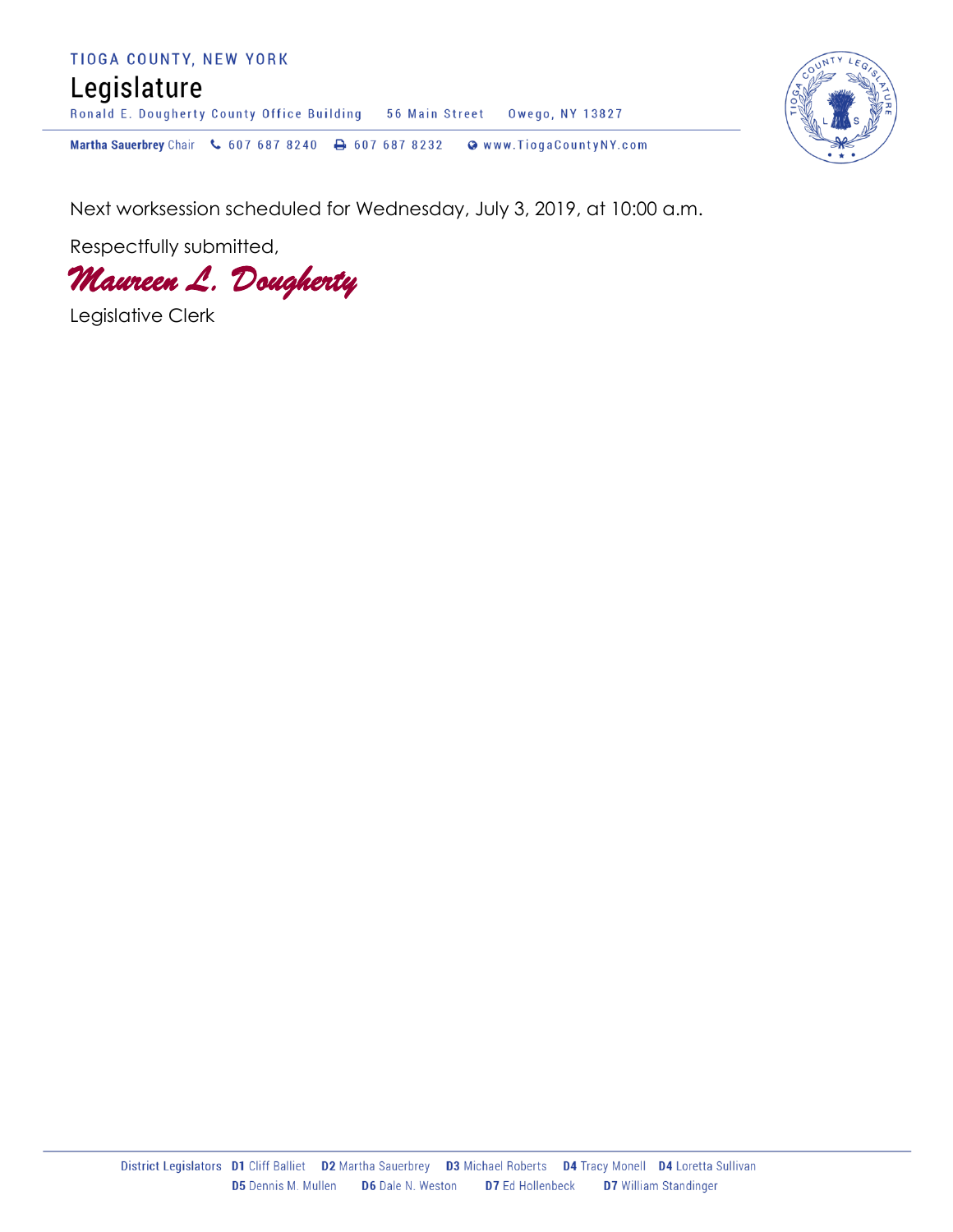Next worksession scheduled for Wednesday, July 3, 2019, at 10:00 a.m.

Respectfully submitted,

*Maureen L. Dougherty*

Legislative Clerk